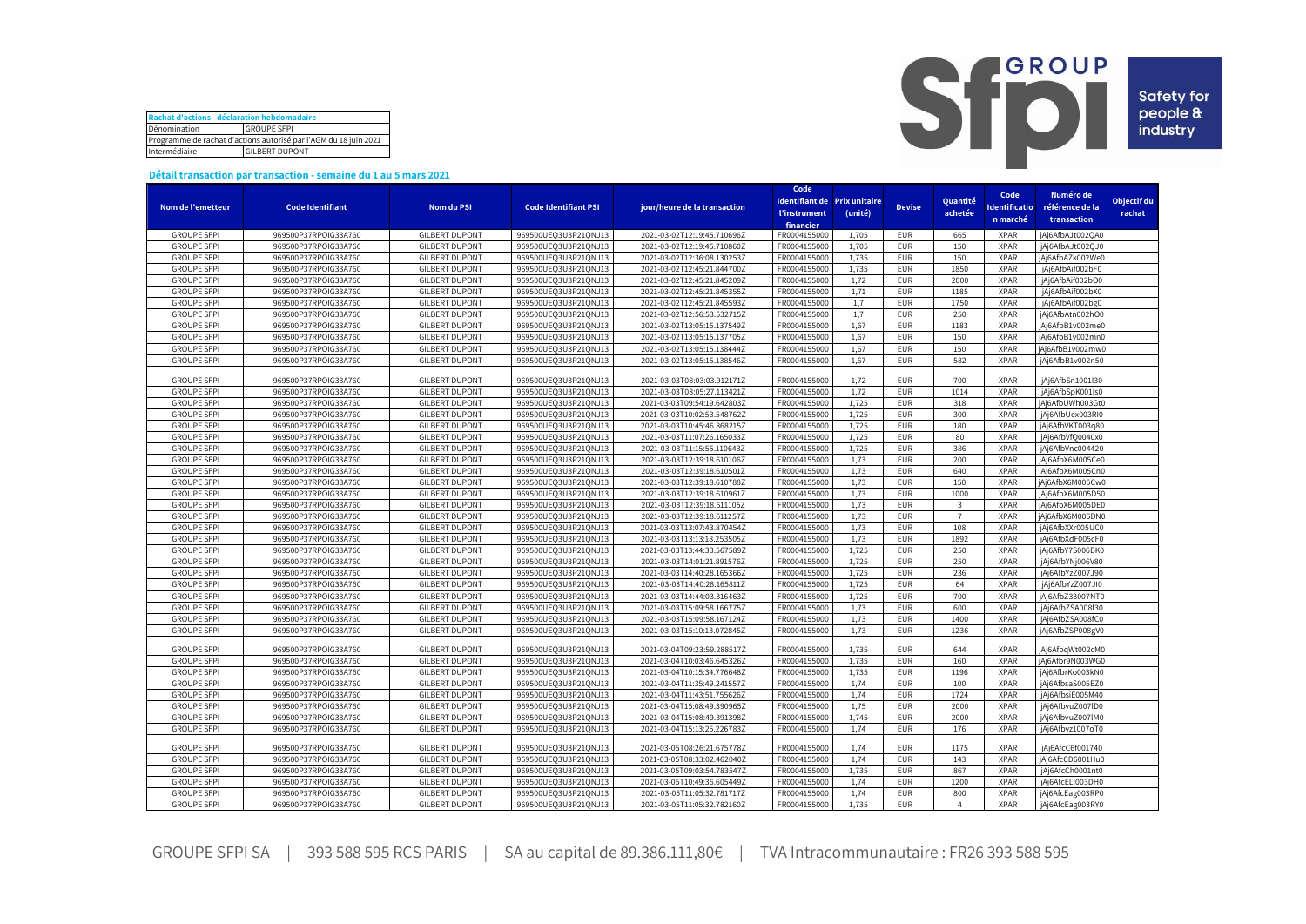| Rachat d'actions - déclaration hebdomadaire | |
|---|---|
| Dénomination | GROUPE SFPI |
| Programme de rachat d'actions autorisé par l'AGM du 18 juin 2021 | |
| Intermédiaire | GILBERT DUPONT |

**Détail transaction par transaction - semaine du 1 au 5 mars 2021**

| Nom de l'emetteur | Code Identifiant | Nom du PSI | Code Identifiant PSI | jour/heure de la transaction | Code Identifiant de l'instrument financier | Prix unitaire (unité) | Devise | Quantité achetée | Code Identification marché | Numéro de référence de la transaction | Objectif du rachat |
|---|---|---|---|---|---|---|---|---|---|---|---|
| GROUPE SFPI | 969500P37RPOIG33A760 | GILBERT DUPONT | 969500UEQ3U3P21QNJ13 | 2021-03-02T12:19:45.710696Z | FR0004155000 | 1,705 | EUR | 665 | XPAR | jAj6AfbAJt002QA0 | |
| GROUPE SFPI | 969500P37RPOIG33A760 | GILBERT DUPONT | 969500UEQ3U3P21QNJ13 | 2021-03-02T12:19:45.710860Z | FR0004155000 | 1,705 | EUR | 150 | XPAR | jAj6AfbAJt002QJ0 | |
| GROUPE SFPI | 969500P37RPOIG33A760 | GILBERT DUPONT | 969500UEQ3U3P21QNJ13 | 2021-03-02T12:36:08.130253Z | FR0004155000 | 1,735 | EUR | 150 | XPAR | jAj6AfbAZk002We0 | |
| GROUPE SFPI | 969500P37RPOIG33A760 | GILBERT DUPONT | 969500UEQ3U3P21QNJ13 | 2021-03-02T12:45:21.844700Z | FR0004155000 | 1,735 | EUR | 1850 | XPAR | jAj6AfbAif002bF0 | |
| GROUPE SFPI | 969500P37RPOIG33A760 | GILBERT DUPONT | 969500UEQ3U3P21QNJ13 | 2021-03-02T12:45:21.845209Z | FR0004155000 | 1,72 | EUR | 2000 | XPAR | jAj6AfbAif002bO0 | |
| GROUPE SFPI | 969500P37RPOIG33A760 | GILBERT DUPONT | 969500UEQ3U3P21QNJ13 | 2021-03-02T12:45:21.845355Z | FR0004155000 | 1,71 | EUR | 1185 | XPAR | jAj6AfbAif002bX0 | |
| GROUPE SFPI | 969500P37RPOIG33A760 | GILBERT DUPONT | 969500UEQ3U3P21QNJ13 | 2021-03-02T12:45:21.845593Z | FR0004155000 | 1,7 | EUR | 1750 | XPAR | jAj6AfbAif002bg0 | |
| GROUPE SFPI | 969500P37RPOIG33A760 | GILBERT DUPONT | 969500UEQ3U3P21QNJ13 | 2021-03-02T12:56:53.532715Z | FR0004155000 | 1,7 | EUR | 250 | XPAR | jAj6AfbAtn002hO0 | |
| GROUPE SFPI | 969500P37RPOIG33A760 | GILBERT DUPONT | 969500UEQ3U3P21QNJ13 | 2021-03-02T13:05:15.137549Z | FR0004155000 | 1,67 | EUR | 1183 | XPAR | jAj6AfbB1v002me0 | |
| GROUPE SFPI | 969500P37RPOIG33A760 | GILBERT DUPONT | 969500UEQ3U3P21QNJ13 | 2021-03-02T13:05:15.137705Z | FR0004155000 | 1,67 | EUR | 150 | XPAR | jAj6AfbB1v002mn0 | |
| GROUPE SFPI | 969500P37RPOIG33A760 | GILBERT DUPONT | 969500UEQ3U3P21QNJ13 | 2021-03-02T13:05:15.138444Z | FR0004155000 | 1,67 | EUR | 150 | XPAR | jAj6AfbB1v002mw0 | |
| GROUPE SFPI | 969500P37RPOIG33A760 | GILBERT DUPONT | 969500UEQ3U3P21QNJ13 | 2021-03-02T13:05:15.138546Z | FR0004155000 | 1,67 | EUR | 582 | XPAR | jAj6AfbB1v002n50 | |
| GROUPE SFPI | 969500P37RPOIG33A760 | GILBERT DUPONT | 969500UEQ3U3P21QNJ13 | 2021-03-03T08:03:03.912171Z | FR0004155000 | 1,72 | EUR | 700 | XPAR | jAj6AfbSn1001I30 | |
| GROUPE SFPI | 969500P37RPOIG33A760 | GILBERT DUPONT | 969500UEQ3U3P21QNJ13 | 2021-03-03T08:05:27.113421Z | FR0004155000 | 1,72 | EUR | 1014 | XPAR | jAj6AfbSpK001Is0 | |
| GROUPE SFPI | 969500P37RPOIG33A760 | GILBERT DUPONT | 969500UEQ3U3P21QNJ13 | 2021-03-03T09:54:19.642803Z | FR0004155000 | 1,725 | EUR | 318 | XPAR | jAj6AfbUWh003Gt0 | |
| GROUPE SFPI | 969500P37RPOIG33A760 | GILBERT DUPONT | 969500UEQ3U3P21QNJ13 | 2021-03-03T10:02:53.548762Z | FR0004155000 | 1,725 | EUR | 300 | XPAR | jAj6AfbUex003RI0 | |
| GROUPE SFPI | 969500P37RPOIG33A760 | GILBERT DUPONT | 969500UEQ3U3P21QNJ13 | 2021-03-03T10:45:46.868215Z | FR0004155000 | 1,725 | EUR | 180 | XPAR | jAj6AfbVKT003q80 | |
| GROUPE SFPI | 969500P37RPOIG33A760 | GILBERT DUPONT | 969500UEQ3U3P21QNJ13 | 2021-03-03T11:07:26.165033Z | FR0004155000 | 1,725 | EUR | 80 | XPAR | jAj6AfbVfQ0040x0 | |
| GROUPE SFPI | 969500P37RPOIG33A760 | GILBERT DUPONT | 969500UEQ3U3P21QNJ13 | 2021-03-03T11:15:55.110643Z | FR0004155000 | 1,725 | EUR | 386 | XPAR | jAj6AfbVnc004420 | |
| GROUPE SFPI | 969500P37RPOIG33A760 | GILBERT DUPONT | 969500UEQ3U3P21QNJ13 | 2021-03-03T12:39:18.610106Z | FR0004155000 | 1,73 | EUR | 200 | XPAR | jAj6AfbX6M005Ce0 | |
| GROUPE SFPI | 969500P37RPOIG33A760 | GILBERT DUPONT | 969500UEQ3U3P21QNJ13 | 2021-03-03T12:39:18.610501Z | FR0004155000 | 1,73 | EUR | 640 | XPAR | jAj6AfbX6M005Cn0 | |
| GROUPE SFPI | 969500P37RPOIG33A760 | GILBERT DUPONT | 969500UEQ3U3P21QNJ13 | 2021-03-03T12:39:18.610788Z | FR0004155000 | 1,73 | EUR | 150 | XPAR | jAj6AfbX6M005Cw0 | |
| GROUPE SFPI | 969500P37RPOIG33A760 | GILBERT DUPONT | 969500UEQ3U3P21QNJ13 | 2021-03-03T12:39:18.610961Z | FR0004155000 | 1,73 | EUR | 1000 | XPAR | jAj6AfbX6M005D50 | |
| GROUPE SFPI | 969500P37RPOIG33A760 | GILBERT DUPONT | 969500UEQ3U3P21QNJ13 | 2021-03-03T12:39:18.611105Z | FR0004155000 | 1,73 | EUR | 3 | XPAR | jAj6AfbX6M005DE0 | |
| GROUPE SFPI | 969500P37RPOIG33A760 | GILBERT DUPONT | 969500UEQ3U3P21QNJ13 | 2021-03-03T12:39:18.611257Z | FR0004155000 | 1,73 | EUR | 7 | XPAR | jAj6AfbX6M005DN0 | |
| GROUPE SFPI | 969500P37RPOIG33A760 | GILBERT DUPONT | 969500UEQ3U3P21QNJ13 | 2021-03-03T13:07:43.870454Z | FR0004155000 | 1,73 | EUR | 108 | XPAR | jAj6AfbXXr005UC0 | |
| GROUPE SFPI | 969500P37RPOIG33A760 | GILBERT DUPONT | 969500UEQ3U3P21QNJ13 | 2021-03-03T13:13:18.253505Z | FR0004155000 | 1,73 | EUR | 1892 | XPAR | jAj6AfbXdF005cF0 | |
| GROUPE SFPI | 969500P37RPOIG33A760 | GILBERT DUPONT | 969500UEQ3U3P21QNJ13 | 2021-03-03T13:44:33.567589Z | FR0004155000 | 1,725 | EUR | 250 | XPAR | jAj6AfbY7S006BK0 | |
| GROUPE SFPI | 969500P37RPOIG33A760 | GILBERT DUPONT | 969500UEQ3U3P21QNJ13 | 2021-03-03T14:01:21.891576Z | FR0004155000 | 1,725 | EUR | 250 | XPAR | jAj6AfbYNj006V80 | |
| GROUPE SFPI | 969500P37RPOIG33A760 | GILBERT DUPONT | 969500UEQ3U3P21QNJ13 | 2021-03-03T14:40:28.165366Z | FR0004155000 | 1,725 | EUR | 236 | XPAR | jAj6AfbYzZ007J90 | |
| GROUPE SFPI | 969500P37RPOIG33A760 | GILBERT DUPONT | 969500UEQ3U3P21QNJ13 | 2021-03-03T14:40:28.165811Z | FR0004155000 | 1,725 | EUR | 64 | XPAR | jAj6AfbYzZ007JI0 | |
| GROUPE SFPI | 969500P37RPOIG33A760 | GILBERT DUPONT | 969500UEQ3U3P21QNJ13 | 2021-03-03T14:44:03.316463Z | FR0004155000 | 1,725 | EUR | 700 | XPAR | jAj6AfbZ33007NT0 | |
| GROUPE SFPI | 969500P37RPOIG33A760 | GILBERT DUPONT | 969500UEQ3U3P21QNJ13 | 2021-03-03T15:09:58.166775Z | FR0004155000 | 1,73 | EUR | 600 | XPAR | jAj6AfbZSA008f30 | |
| GROUPE SFPI | 969500P37RPOIG33A760 | GILBERT DUPONT | 969500UEQ3U3P21QNJ13 | 2021-03-03T15:09:58.167124Z | FR0004155000 | 1,73 | EUR | 1400 | XPAR | jAj6AfbZSA008fC0 | |
| GROUPE SFPI | 969500P37RPOIG33A760 | GILBERT DUPONT | 969500UEQ3U3P21QNJ13 | 2021-03-03T15:10:13.072845Z | FR0004155000 | 1,73 | EUR | 1236 | XPAR | jAj6AfbZSP008gV0 | |
| GROUPE SFPI | 969500P37RPOIG33A760 | GILBERT DUPONT | 969500UEQ3U3P21QNJ13 | 2021-03-04T09:23:59.288517Z | FR0004155000 | 1,735 | EUR | 644 | XPAR | jAj6AfbqWt002cM0 | |
| GROUPE SFPI | 969500P37RPOIG33A760 | GILBERT DUPONT | 969500UEQ3U3P21QNJ13 | 2021-03-04T10:03:46.645326Z | FR0004155000 | 1,735 | EUR | 160 | XPAR | jAj6Afbr9N003WG0 | |
| GROUPE SFPI | 969500P37RPOIG33A760 | GILBERT DUPONT | 969500UEQ3U3P21QNJ13 | 2021-03-04T10:15:34.776648Z | FR0004155000 | 1,735 | EUR | 1196 | XPAR | jAj6AfbrKo003kN0 | |
| GROUPE SFPI | 969500P37RPOIG33A760 | GILBERT DUPONT | 969500UEQ3U3P21QNJ13 | 2021-03-04T11:35:49.241557Z | FR0004155000 | 1,74 | EUR | 100 | XPAR | jAj6AfbsaS005EZ0 | |
| GROUPE SFPI | 969500P37RPOIG33A760 | GILBERT DUPONT | 969500UEQ3U3P21QNJ13 | 2021-03-04T11:43:51.755626Z | FR0004155000 | 1,74 | EUR | 1724 | XPAR | jAj6AfbsiE005M40 | |
| GROUPE SFPI | 969500P37RPOIG33A760 | GILBERT DUPONT | 969500UEQ3U3P21QNJ13 | 2021-03-04T15:08:49.390965Z | FR0004155000 | 1,75 | EUR | 2000 | XPAR | jAj6AfbvuZ007ID0 | |
| GROUPE SFPI | 969500P37RPOIG33A760 | GILBERT DUPONT | 969500UEQ3U3P21QNJ13 | 2021-03-04T15:08:49.391398Z | FR0004155000 | 1,745 | EUR | 2000 | XPAR | jAj6AfbvuZ007IM0 | |
| GROUPE SFPI | 969500P37RPOIG33A760 | GILBERT DUPONT | 969500UEQ3U3P21QNJ13 | 2021-03-04T15:13:25.226783Z | FR0004155000 | 1,74 | EUR | 176 | XPAR | jAj6Afbvz1007oT0 | |
| GROUPE SFPI | 969500P37RPOIG33A760 | GILBERT DUPONT | 969500UEQ3U3P21QNJ13 | 2021-03-05T08:26:21.675778Z | FR0004155000 | 1,74 | EUR | 1175 | XPAR | jAj6AfcC6f001740 | |
| GROUPE SFPI | 969500P37RPOIG33A760 | GILBERT DUPONT | 969500UEQ3U3P21QNJ13 | 2021-03-05T08:33:02.462040Z | FR0004155000 | 1,74 | EUR | 143 | XPAR | jAj6AfcCD6001Hu0 | |
| GROUPE SFPI | 969500P37RPOIG33A760 | GILBERT DUPONT | 969500UEQ3U3P21QNJ13 | 2021-03-05T09:03:54.783547Z | FR0004155000 | 1,735 | EUR | 867 | XPAR | jAj6AfcCh0001nt0 | |
| GROUPE SFPI | 969500P37RPOIG33A760 | GILBERT DUPONT | 969500UEQ3U3P21QNJ13 | 2021-03-05T10:49:36.605449Z | FR0004155000 | 1,74 | EUR | 1200 | XPAR | jAj6AfcELI003DH0 | |
| GROUPE SFPI | 969500P37RPOIG33A760 | GILBERT DUPONT | 969500UEQ3U3P21QNJ13 | 2021-03-05T11:05:32.781717Z | FR0004155000 | 1,74 | EUR | 800 | XPAR | jAj6AfcEag003RP0 | |
| GROUPE SFPI | 969500P37RPOIG33A760 | GILBERT DUPONT | 969500UEQ3U3P21QNJ13 | 2021-03-05T11:05:32.782160Z | FR0004155000 | 1,735 | EUR | 4 | XPAR | jAj6AfcEag003RY0 | |

GROUPE SFPI SA | 393 588 595 RCS PARIS | SA au capital de 89.386.111,80€ | TVA Intracommunautaire : FR26 393 588 595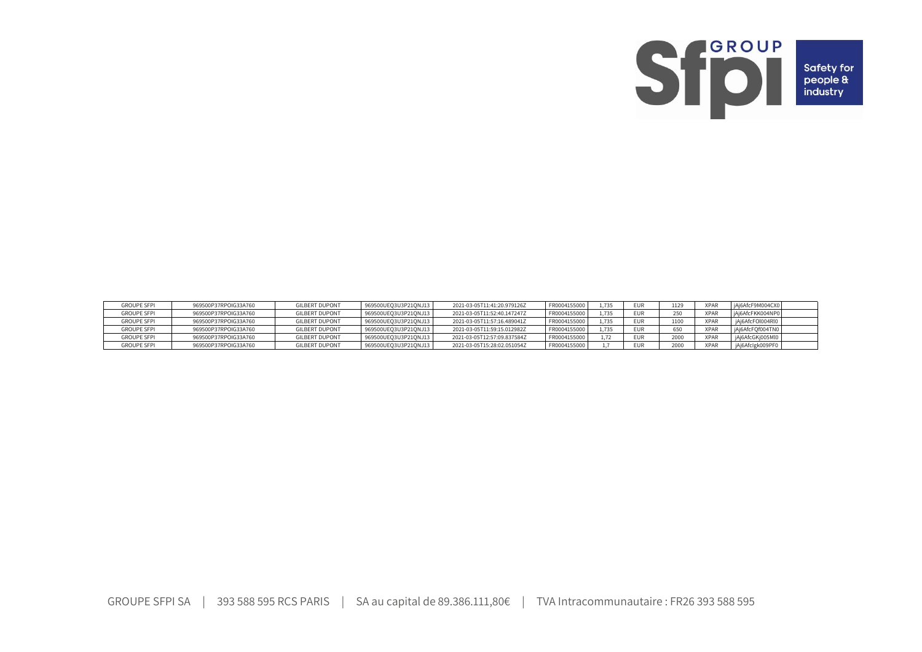| | | | | | | | | | | | |
|---|---|---|---|---|---|---|---|---|---|---|---|
| GROUPE SFPI | 969500P37RPOIG33A760 | GILBERT DUPONT | 969500UEQ3U3P21QNJ13 | 2021-03-05T11:41:20.979126Z | FR0004155000 | 1,735 | EUR | 1129 | XPAR | jAj6AfcF9M004CX0 | |
| GROUPE SFPI | 969500P37RPOIG33A760 | GILBERT DUPONT | 969500UEQ3U3P21QNJ13 | 2021-03-05T11:52:40.147247Z | FR0004155000 | 1,735 | EUR | 250 | XPAR | jAj6AfcFKK004NP0 | |
| GROUPE SFPI | 969500P37RPOIG33A760 | GILBERT DUPONT | 969500UEQ3U3P21QNJ13 | 2021-03-05T11:57:16.489041Z | FR0004155000 | 1,735 | EUR | 1100 | XPAR | jAj6AfcFOl004Rl0 | |
| GROUPE SFPI | 969500P37RPOIG33A760 | GILBERT DUPONT | 969500UEQ3U3P21QNJ13 | 2021-03-05T11:59:15.012982Z | FR0004155000 | 1,735 | EUR | 650 | XPAR | jAj6AfcFQf004TN0 | |
| GROUPE SFPI | 969500P37RPOIG33A760 | GILBERT DUPONT | 969500UEQ3U3P21QNJ13 | 2021-03-05T12:57:09.837584Z | FR0004155000 | 1,72 | EUR | 2000 | XPAR | jAj6AfcGKj005Ml0 | |
| GROUPE SFPI | 969500P37RPOIG33A760 | GILBERT DUPONT | 969500UEQ3U3P21QNJ13 | 2021-03-05T15:28:02.051054Z | FR0004155000 | 1,7 | EUR | 2000 | XPAR | jAj6AfcIgk009PF0 | |